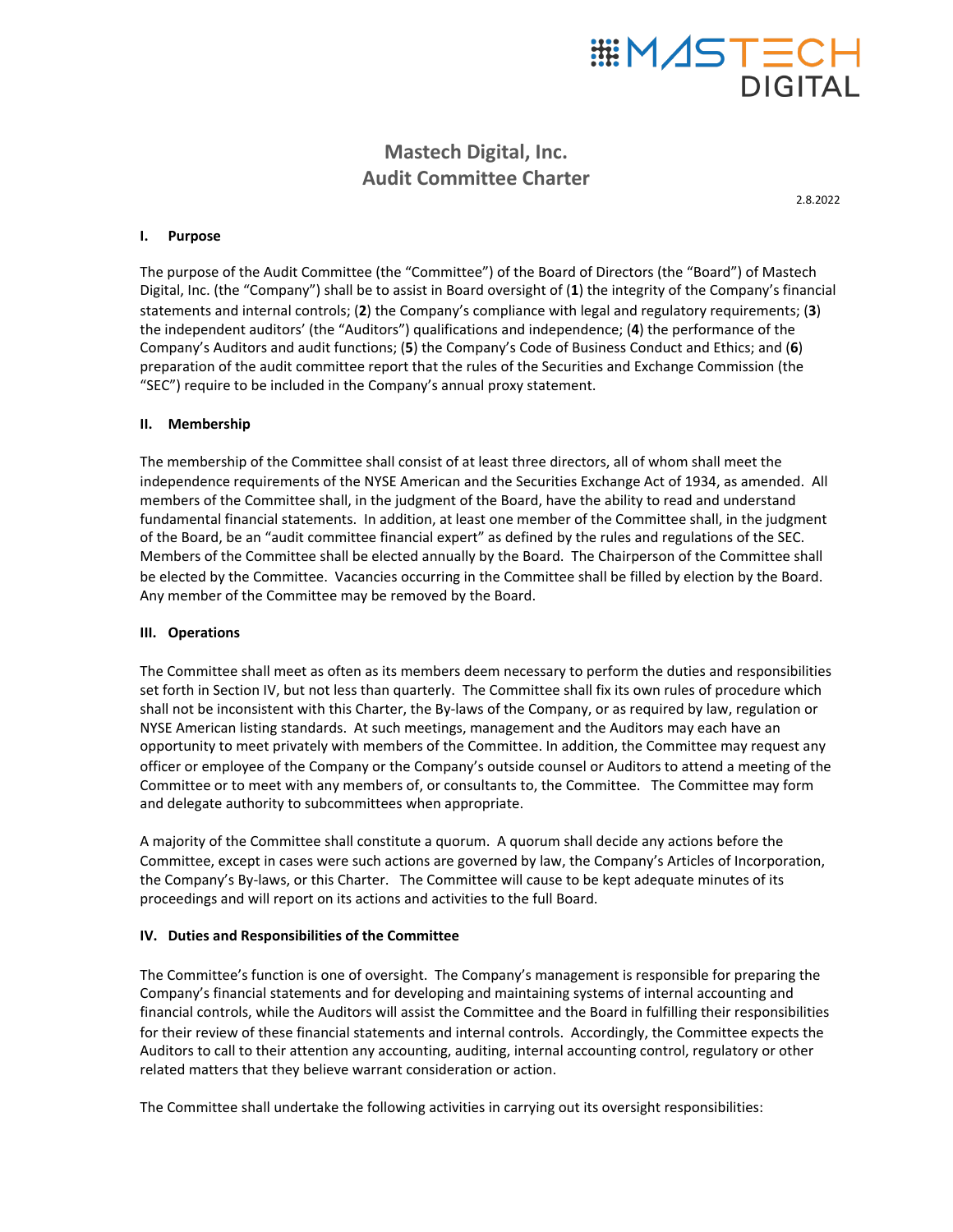# Mastech Digital, Inc.
# Audit Committee Charter

2.8.2022

## I. Purpose

The purpose of the Audit Committee (the "Committee") of the Board of Directors (the "Board") of Mastech Digital, Inc. (the "Company") shall be to assist in Board oversight of (**1**) the integrity of the Company's financial statements and internal controls; (**2**) the Company's compliance with legal and regulatory requirements; (**3**) the independent auditors' (the "Auditors") qualifications and independence; (**4**) the performance of the Company's Auditors and audit functions; (**5**) the Company's Code of Business Conduct and Ethics; and (**6**) preparation of the audit committee report that the rules of the Securities and Exchange Commission (the "SEC") require to be included in the Company's annual proxy statement.

## II. Membership

The membership of the Committee shall consist of at least three directors, all of whom shall meet the independence requirements of the NYSE American and the Securities Exchange Act of 1934, as amended. All members of the Committee shall, in the judgment of the Board, have the ability to read and understand fundamental financial statements. In addition, at least one member of the Committee shall, in the judgment of the Board, be an "audit committee financial expert" as defined by the rules and regulations of the SEC. Members of the Committee shall be elected annually by the Board. The Chairperson of the Committee shall be elected by the Committee. Vacancies occurring in the Committee shall be filled by election by the Board. Any member of the Committee may be removed by the Board.

## III. Operations

The Committee shall meet as often as its members deem necessary to perform the duties and responsibilities set forth in Section IV, but not less than quarterly. The Committee shall fix its own rules of procedure which shall not be inconsistent with this Charter, the By-laws of the Company, or as required by law, regulation or NYSE American listing standards. At such meetings, management and the Auditors may each have an opportunity to meet privately with members of the Committee. In addition, the Committee may request any officer or employee of the Company or the Company's outside counsel or Auditors to attend a meeting of the Committee or to meet with any members of, or consultants to, the Committee. The Committee may form and delegate authority to subcommittees when appropriate.

A majority of the Committee shall constitute a quorum. A quorum shall decide any actions before the Committee, except in cases were such actions are governed by law, the Company's Articles of Incorporation, the Company's By-laws, or this Charter. The Committee will cause to be kept adequate minutes of its proceedings and will report on its actions and activities to the full Board.

## IV. Duties and Responsibilities of the Committee

The Committee's function is one of oversight. The Company's management is responsible for preparing the Company's financial statements and for developing and maintaining systems of internal accounting and financial controls, while the Auditors will assist the Committee and the Board in fulfilling their responsibilities for their review of these financial statements and internal controls. Accordingly, the Committee expects the Auditors to call to their attention any accounting, auditing, internal accounting control, regulatory or other related matters that they believe warrant consideration or action.

The Committee shall undertake the following activities in carrying out its oversight responsibilities: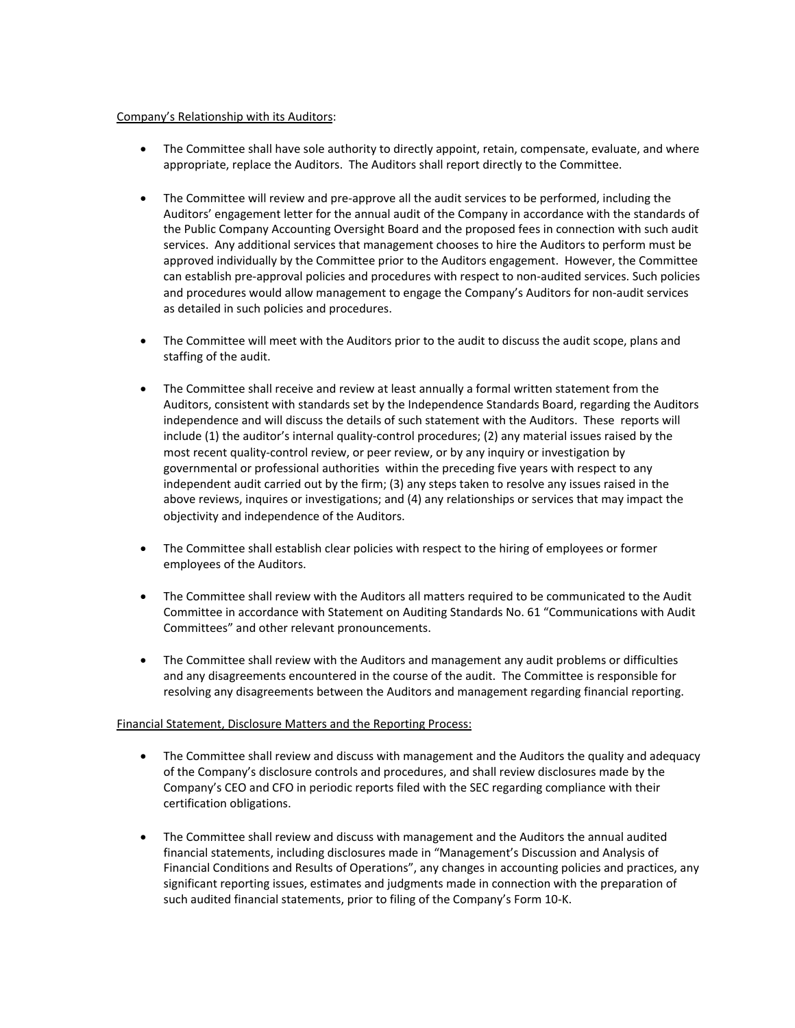<u>Company's Relationship with its Auditors</u>:

- The Committee shall have sole authority to directly appoint, retain, compensate, evaluate, and where appropriate, replace the Auditors. The Auditors shall report directly to the Committee.

- The Committee will review and pre-approve all the audit services to be performed, including the Auditors' engagement letter for the annual audit of the Company in accordance with the standards of the Public Company Accounting Oversight Board and the proposed fees in connection with such audit services. Any additional services that management chooses to hire the Auditors to perform must be approved individually by the Committee prior to the Auditors engagement. However, the Committee can establish pre-approval policies and procedures with respect to non-audited services. Such policies and procedures would allow management to engage the Company's Auditors for non-audit services as detailed in such policies and procedures.

- The Committee will meet with the Auditors prior to the audit to discuss the audit scope, plans and staffing of the audit.

- The Committee shall receive and review at least annually a formal written statement from the Auditors, consistent with standards set by the Independence Standards Board, regarding the Auditors independence and will discuss the details of such statement with the Auditors. These reports will include (1) the auditor's internal quality-control procedures; (2) any material issues raised by the most recent quality-control review, or peer review, or by any inquiry or investigation by governmental or professional authorities within the preceding five years with respect to any independent audit carried out by the firm; (3) any steps taken to resolve any issues raised in the above reviews, inquires or investigations; and (4) any relationships or services that may impact the objectivity and independence of the Auditors.

- The Committee shall establish clear policies with respect to the hiring of employees or former employees of the Auditors.

- The Committee shall review with the Auditors all matters required to be communicated to the Audit Committee in accordance with Statement on Auditing Standards No. 61 "Communications with Audit Committees" and other relevant pronouncements.

- The Committee shall review with the Auditors and management any audit problems or difficulties and any disagreements encountered in the course of the audit. The Committee is responsible for resolving any disagreements between the Auditors and management regarding financial reporting.

<u>Financial Statement, Disclosure Matters and the Reporting Process:</u>

- The Committee shall review and discuss with management and the Auditors the quality and adequacy of the Company's disclosure controls and procedures, and shall review disclosures made by the Company's CEO and CFO in periodic reports filed with the SEC regarding compliance with their certification obligations.

- The Committee shall review and discuss with management and the Auditors the annual audited financial statements, including disclosures made in "Management's Discussion and Analysis of Financial Conditions and Results of Operations", any changes in accounting policies and practices, any significant reporting issues, estimates and judgments made in connection with the preparation of such audited financial statements, prior to filing of the Company's Form 10-K.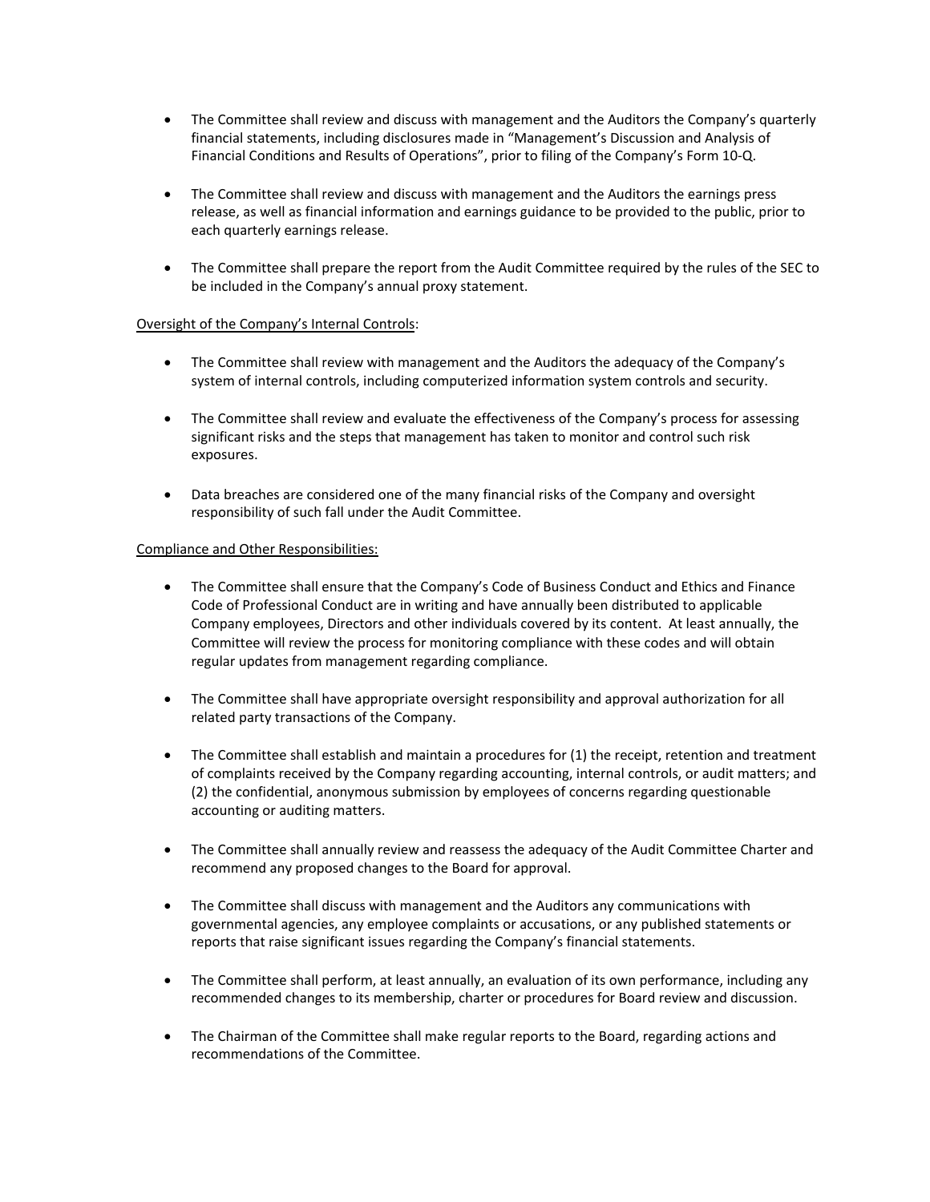- The Committee shall review and discuss with management and the Auditors the Company's quarterly financial statements, including disclosures made in "Management's Discussion and Analysis of Financial Conditions and Results of Operations", prior to filing of the Company's Form 10-Q.

- The Committee shall review and discuss with management and the Auditors the earnings press release, as well as financial information and earnings guidance to be provided to the public, prior to each quarterly earnings release.

- The Committee shall prepare the report from the Audit Committee required by the rules of the SEC to be included in the Company's annual proxy statement.

<u>Oversight of the Company's Internal Controls</u>:

- The Committee shall review with management and the Auditors the adequacy of the Company's system of internal controls, including computerized information system controls and security.

- The Committee shall review and evaluate the effectiveness of the Company's process for assessing significant risks and the steps that management has taken to monitor and control such risk exposures.

- Data breaches are considered one of the many financial risks of the Company and oversight responsibility of such fall under the Audit Committee.

<u>Compliance and Other Responsibilities:</u>

- The Committee shall ensure that the Company's Code of Business Conduct and Ethics and Finance Code of Professional Conduct are in writing and have annually been distributed to applicable Company employees, Directors and other individuals covered by its content. At least annually, the Committee will review the process for monitoring compliance with these codes and will obtain regular updates from management regarding compliance.

- The Committee shall have appropriate oversight responsibility and approval authorization for all related party transactions of the Company.

- The Committee shall establish and maintain a procedures for (1) the receipt, retention and treatment of complaints received by the Company regarding accounting, internal controls, or audit matters; and (2) the confidential, anonymous submission by employees of concerns regarding questionable accounting or auditing matters.

- The Committee shall annually review and reassess the adequacy of the Audit Committee Charter and recommend any proposed changes to the Board for approval.

- The Committee shall discuss with management and the Auditors any communications with governmental agencies, any employee complaints or accusations, or any published statements or reports that raise significant issues regarding the Company's financial statements.

- The Committee shall perform, at least annually, an evaluation of its own performance, including any recommended changes to its membership, charter or procedures for Board review and discussion.

- The Chairman of the Committee shall make regular reports to the Board, regarding actions and recommendations of the Committee.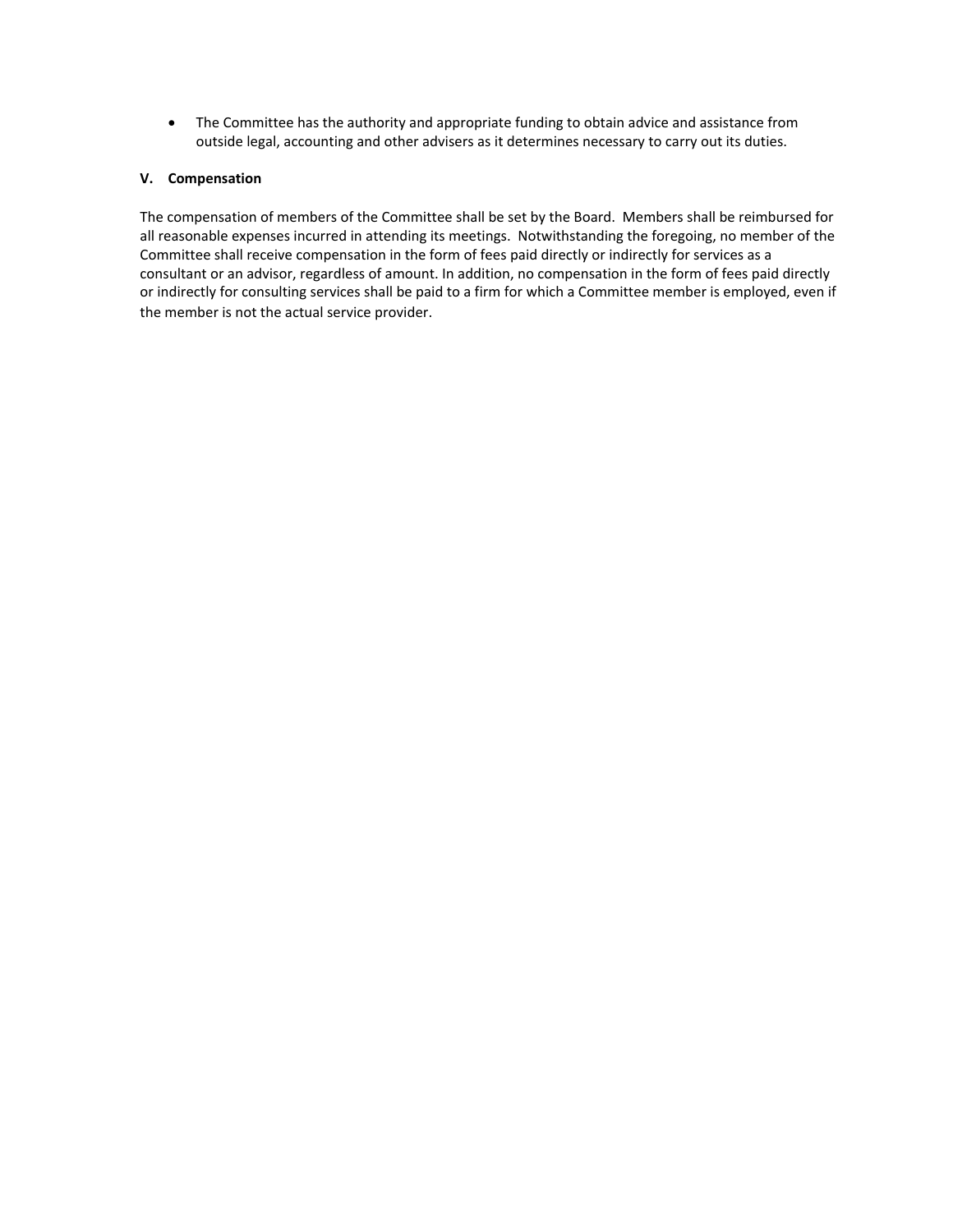- The Committee has the authority and appropriate funding to obtain advice and assistance from outside legal, accounting and other advisers as it determines necessary to carry out its duties.

## V. Compensation

The compensation of members of the Committee shall be set by the Board. Members shall be reimbursed for all reasonable expenses incurred in attending its meetings. Notwithstanding the foregoing, no member of the Committee shall receive compensation in the form of fees paid directly or indirectly for services as a consultant or an advisor, regardless of amount. In addition, no compensation in the form of fees paid directly or indirectly for consulting services shall be paid to a firm for which a Committee member is employed, even if the member is not the actual service provider.